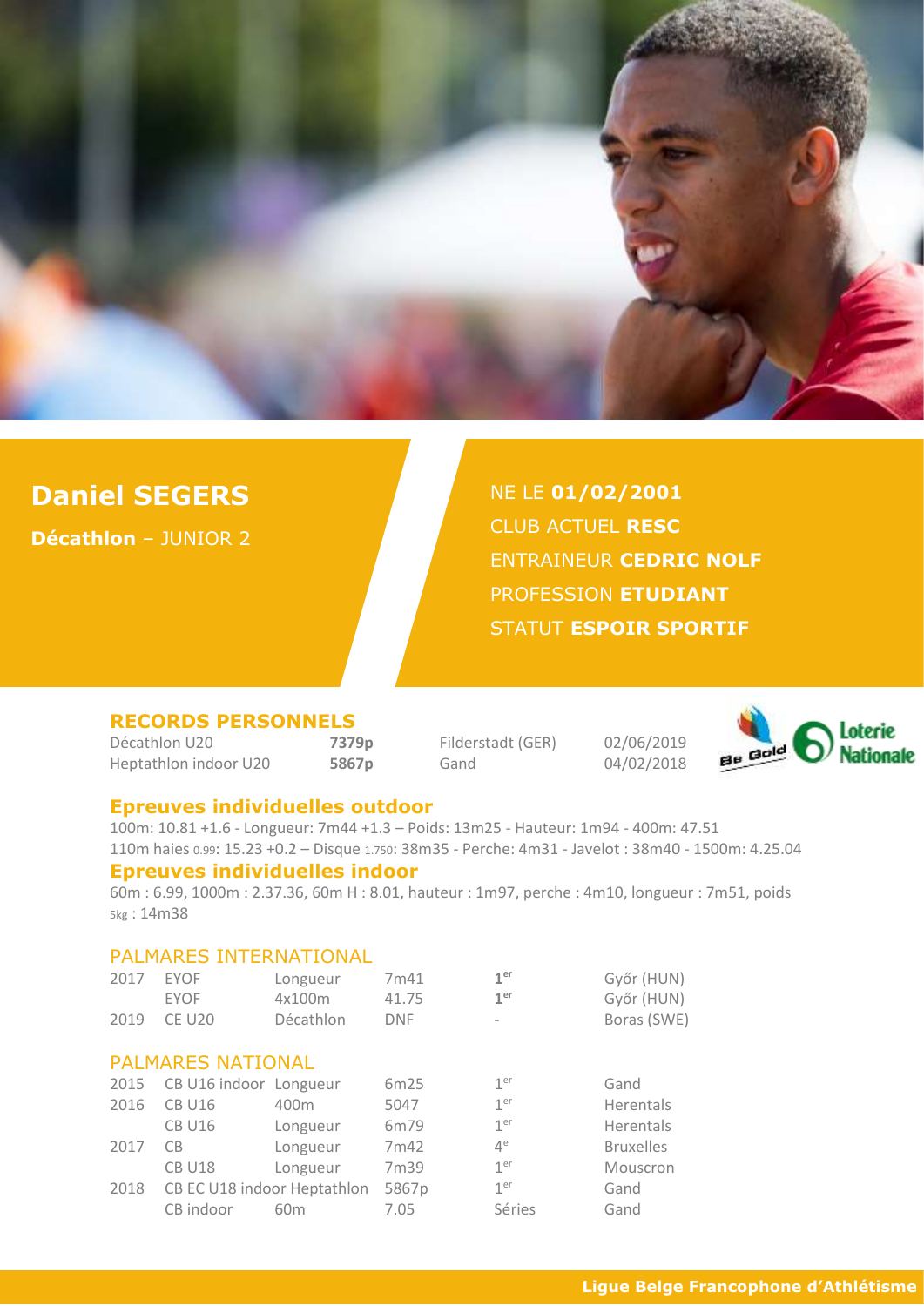# Daniel SEGERS

**Décathlon** – JUNIOR 2

NE LE **01/02/2001**
CLUB ACTUEL **RESC**
ENTRAINEUR **CEDRIC NOLF**
PROFESSION **ETUDIANT**
STATUT **ESPOIR SPORTIF**

## RECORDS PERSONNELS

| | | | |
|---|---|---|---|
| Décathlon U20 | **7379p** | Filderstadt (GER) | 02/06/2019 |
| Heptathlon indoor U20 | **5867p** | Gand | 04/02/2018 |

## Epreuves individuelles outdoor

100m: 10.81 +1.6 - Longueur: 7m44 +1.3 – Poids: 13m25 - Hauteur: 1m94 - 400m: 47.51
110m haies 0.99: 15.23 +0.2 – Disque 1.750: 38m35 - Perche: 4m31 - Javelot : 38m40 - 1500m: 4.25.04

## Epreuves individuelles indoor

60m : 6.99, 1000m : 2.37.36, 60m H : 8.01, hauteur : 1m97, perche : 4m10, longueur : 7m51, poids 5kg : 14m38

## PALMARES INTERNATIONAL

| | | | | | |
|---|---|---|---|---|---|
| 2017 | EYOF | Longueur | 7m41 | **1er** | Győr (HUN) |
| | EYOF | 4x100m | 41.75 | **1er** | Győr (HUN) |
| 2019 | CE U20 | Décathlon | DNF | - | Boras (SWE) |

## PALMARES NATIONAL

| | | | | | |
|---|---|---|---|---|---|
| 2015 | CB U16 indoor | Longueur | 6m25 | 1er | Gand |
| 2016 | CB U16 | 400m | 5047 | 1er | Herentals |
| | CB U16 | Longueur | 6m79 | 1er | Herentals |
| 2017 | CB | Longueur | 7m42 | 4e | Bruxelles |
| | CB U18 | Longueur | 7m39 | 1er | Mouscron |
| 2018 | CB EC U18 indoor | Heptathlon | 5867p | 1er | Gand |
| | CB indoor | 60m | 7.05 | Séries | Gand |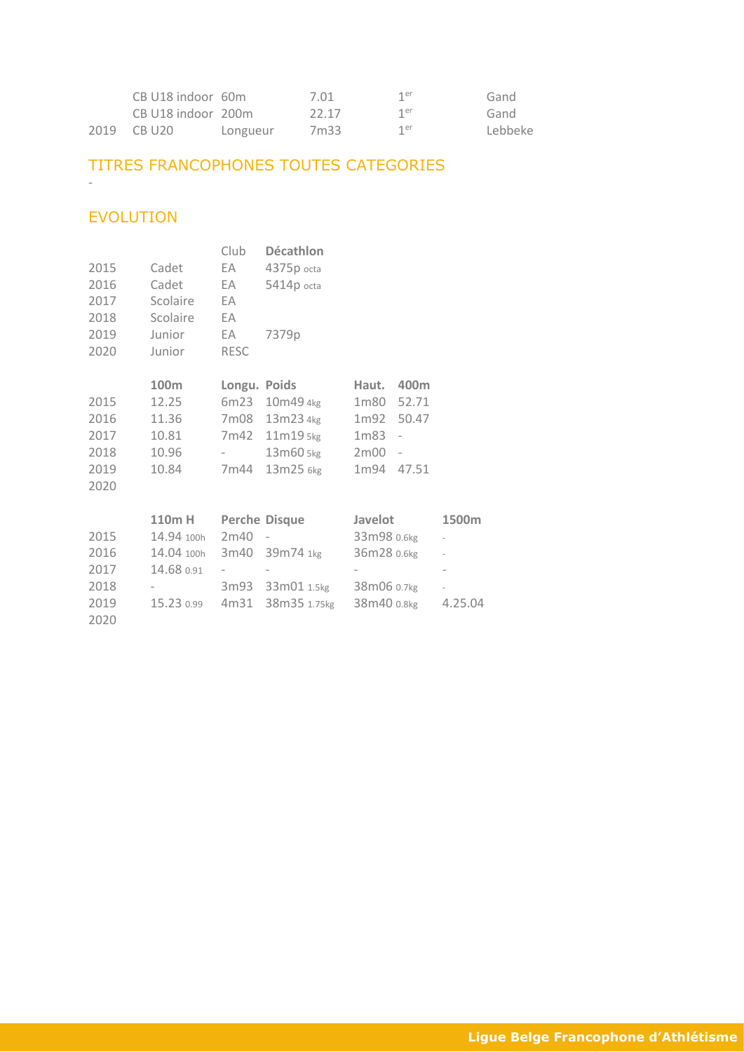| | | | | | |
|---|---|---|---|---|---|
| | CB U18 indoor | 60m | 7.01 | 1er | Gand |
| | CB U18 indoor | 200m | 22.17 | 1er | Gand |
| 2019 | CB U20 | Longueur | 7m33 | 1er | Lebbeke |

## TITRES FRANCOPHONES TOUTES CATEGORIES

-

## EVOLUTION

| | | Club | **Décathlon** |
|---|---|---|---|
| 2015 | Cadet | EA | 4375p octa |
| 2016 | Cadet | EA | 5414p octa |
| 2017 | Scolaire | EA | |
| 2018 | Scolaire | EA | |
| 2019 | Junior | EA | 7379p |
| 2020 | Junior | RESC | |

| | **100m** | **Longu.** | **Poids** | **Haut.** | **400m** |
|---|---|---|---|---|---|
| 2015 | 12.25 | 6m23 | 10m49 4kg | 1m80 | 52.71 |
| 2016 | 11.36 | 7m08 | 13m23 4kg | 1m92 | 50.47 |
| 2017 | 10.81 | 7m42 | 11m19 5kg | 1m83 | - |
| 2018 | 10.96 | - | 13m60 5kg | 2m00 | - |
| 2019 | 10.84 | 7m44 | 13m25 6kg | 1m94 | 47.51 |
| 2020 | | | | | |

| | **110m H** | **Perche** | **Disque** | **Javelot** | **1500m** |
|---|---|---|---|---|---|
| 2015 | 14.94 100h | 2m40 | - | 33m98 0.6kg | - |
| 2016 | 14.04 100h | 3m40 | 39m74 1kg | 36m28 0.6kg | - |
| 2017 | 14.68 0.91 | - | - | - | - |
| 2018 | - | 3m93 | 33m01 1.5kg | 38m06 0.7kg | - |
| 2019 | 15.23 0.99 | 4m31 | 38m35 1.75kg | 38m40 0.8kg | 4.25.04 |
| 2020 | | | | | |